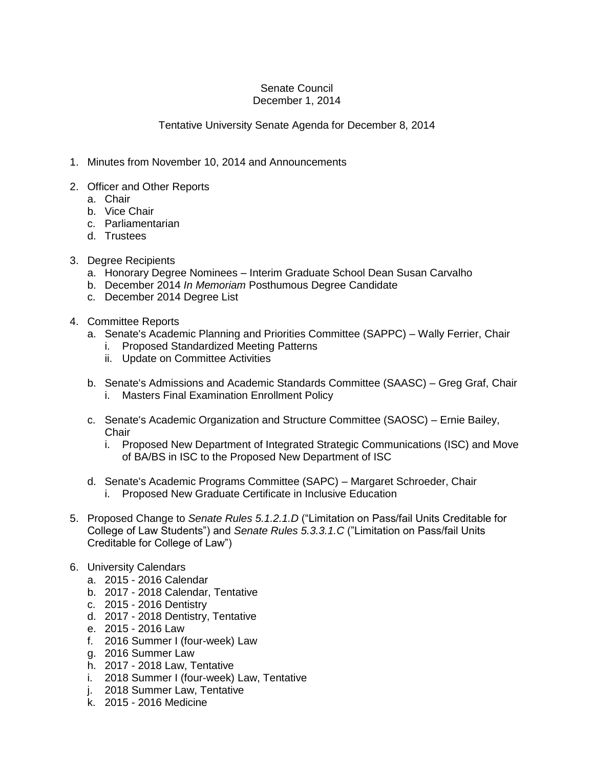Senate Council
December 1, 2014

Tentative University Senate Agenda for December 8, 2014

1. Minutes from November 10, 2014 and Announcements

2. Officer and Other Reports
   a. Chair
   b. Vice Chair
   c. Parliamentarian
   d. Trustees

3. Degree Recipients
   a. Honorary Degree Nominees – Interim Graduate School Dean Susan Carvalho
   b. December 2014 *In Memoriam* Posthumous Degree Candidate
   c. December 2014 Degree List

4. Committee Reports
   a. Senate's Academic Planning and Priorities Committee (SAPPC) – Wally Ferrier, Chair
      i. Proposed Standardized Meeting Patterns
      ii. Update on Committee Activities

   b. Senate's Admissions and Academic Standards Committee (SAASC) – Greg Graf, Chair
      i. Masters Final Examination Enrollment Policy

   c. Senate's Academic Organization and Structure Committee (SAOSC) – Ernie Bailey, Chair
      i. Proposed New Department of Integrated Strategic Communications (ISC) and Move of BA/BS in ISC to the Proposed New Department of ISC

   d. Senate's Academic Programs Committee (SAPC) – Margaret Schroeder, Chair
      i. Proposed New Graduate Certificate in Inclusive Education

5. Proposed Change to *Senate Rules 5.1.2.1.D* ("Limitation on Pass/fail Units Creditable for College of Law Students") and *Senate Rules 5.3.3.1.C* ("Limitation on Pass/fail Units Creditable for College of Law")

6. University Calendars
   a. 2015 - 2016 Calendar
   b. 2017 - 2018 Calendar, Tentative
   c. 2015 - 2016 Dentistry
   d. 2017 - 2018 Dentistry, Tentative
   e. 2015 - 2016 Law
   f. 2016 Summer I (four-week) Law
   g. 2016 Summer Law
   h. 2017 - 2018 Law, Tentative
   i. 2018 Summer I (four-week) Law, Tentative
   j. 2018 Summer Law, Tentative
   k. 2015 - 2016 Medicine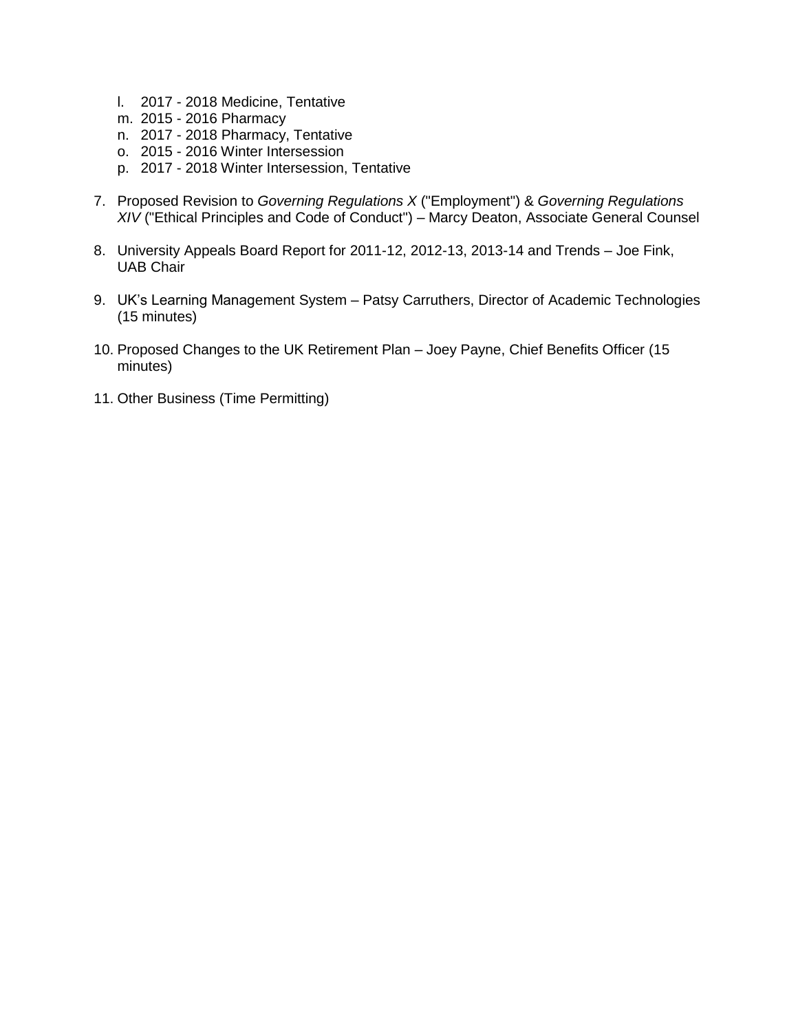l. 2017 - 2018 Medicine, Tentative
   m. 2015 - 2016 Pharmacy
   n. 2017 - 2018 Pharmacy, Tentative
   o. 2015 - 2016 Winter Intersession
   p. 2017 - 2018 Winter Intersession, Tentative

7. Proposed Revision to *Governing Regulations X* ("Employment") & *Governing Regulations XIV* ("Ethical Principles and Code of Conduct") – Marcy Deaton, Associate General Counsel

8. University Appeals Board Report for 2011-12, 2012-13, 2013-14 and Trends – Joe Fink, UAB Chair

9. UK's Learning Management System – Patsy Carruthers, Director of Academic Technologies (15 minutes)

10. Proposed Changes to the UK Retirement Plan – Joey Payne, Chief Benefits Officer (15 minutes)

11. Other Business (Time Permitting)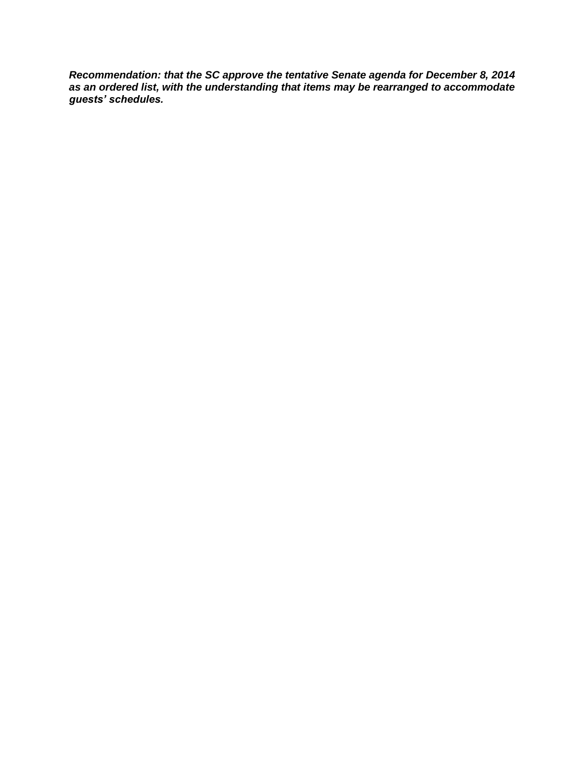***Recommendation: that the SC approve the tentative Senate agenda for December 8, 2014 as an ordered list, with the understanding that items may be rearranged to accommodate guests' schedules.***